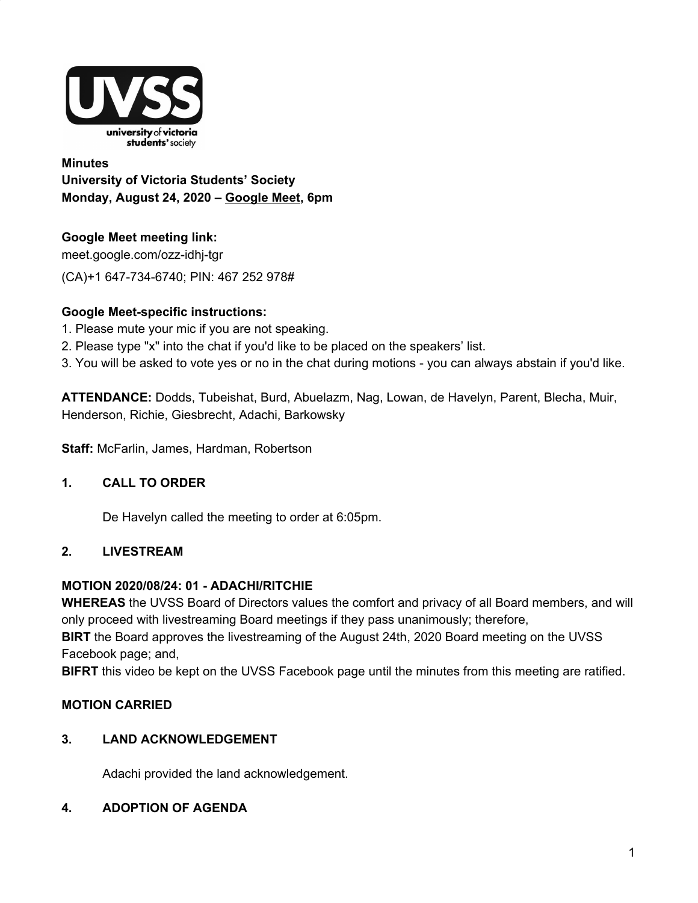**Minutes**
**University of Victoria Students' Society**
**Monday, August 24, 2020 – Google Meet, 6pm**

**Google Meet meeting link:**
meet.google.com/ozz-idhj-tgr

(CA)+1 647-734-6740; PIN: 467 252 978#

**Google Meet-specific instructions:**

1. Please mute your mic if you are not speaking.
2. Please type "x" into the chat if you'd like to be placed on the speakers' list.
3. You will be asked to vote yes or no in the chat during motions - you can always abstain if you'd like.

**ATTENDANCE:** Dodds, Tubeishat, Burd, Abuelazm, Nag, Lowan, de Havelyn, Parent, Blecha, Muir, Henderson, Richie, Giesbrecht, Adachi, Barkowsky

**Staff:** McFarlin, James, Hardman, Robertson

## 1. CALL TO ORDER

De Havelyn called the meeting to order at 6:05pm.

## 2. LIVESTREAM

**MOTION 2020/08/24: 01 - ADACHI/RITCHIE**
**WHEREAS** the UVSS Board of Directors values the comfort and privacy of all Board members, and will only proceed with livestreaming Board meetings if they pass unanimously; therefore,
**BIRT** the Board approves the livestreaming of the August 24th, 2020 Board meeting on the UVSS Facebook page; and,
**BIFRT** this video be kept on the UVSS Facebook page until the minutes from this meeting are ratified.

**MOTION CARRIED**

## 3. LAND ACKNOWLEDGEMENT

Adachi provided the land acknowledgement.

## 4. ADOPTION OF AGENDA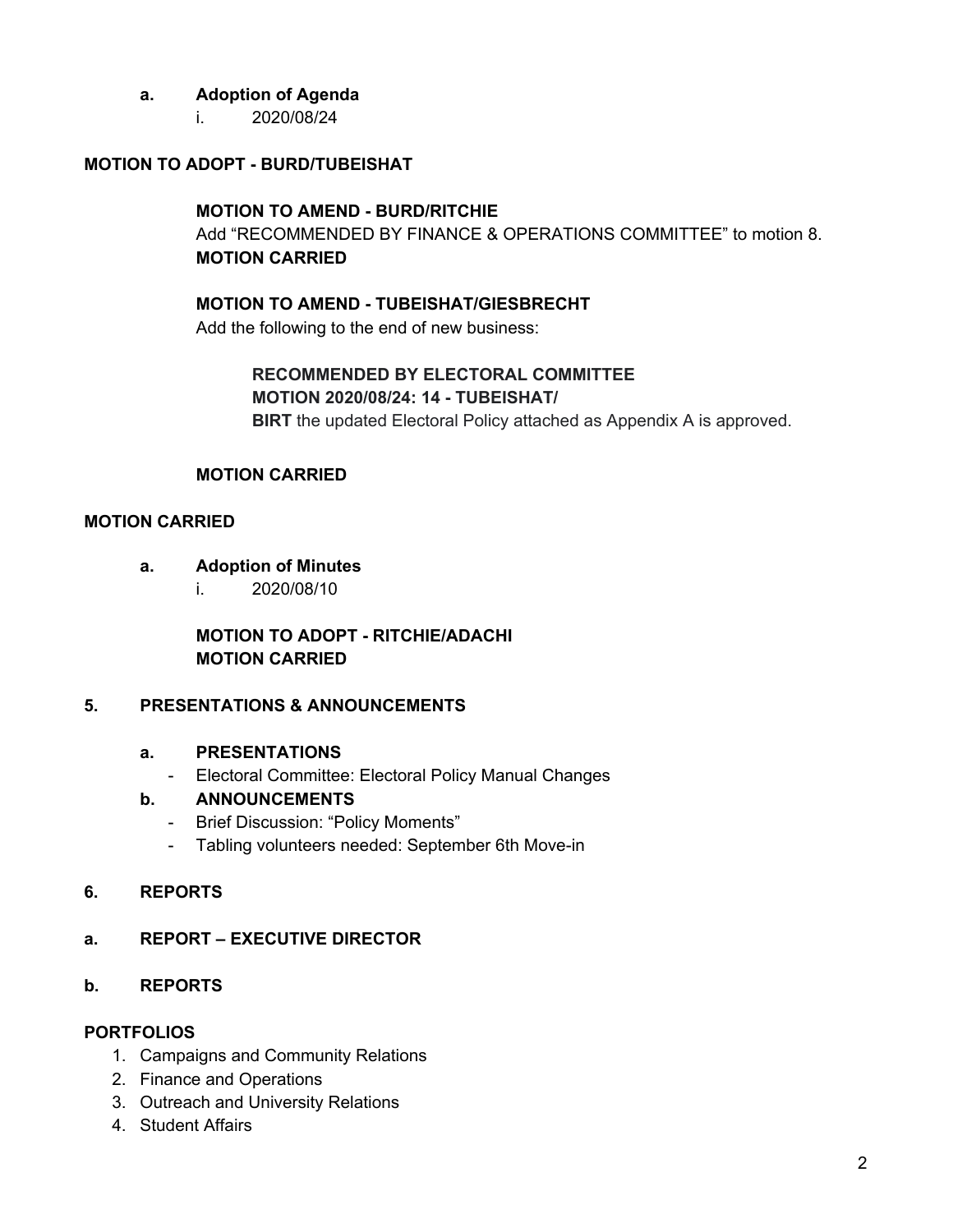**a. Adoption of Agenda**

i. 2020/08/24

**MOTION TO ADOPT - BURD/TUBEISHAT**

> **MOTION TO AMEND - BURD/RITCHIE**
> Add "RECOMMENDED BY FINANCE & OPERATIONS COMMITTEE" to motion 8.
> **MOTION CARRIED**
>
> **MOTION TO AMEND - TUBEISHAT/GIESBRECHT**
> Add the following to the end of new business:
>
> > **RECOMMENDED BY ELECTORAL COMMITTEE**
> > **MOTION 2020/08/24: 14 - TUBEISHAT/**
> > **BIRT** the updated Electoral Policy attached as Appendix A is approved.
>
> **MOTION CARRIED**

**MOTION CARRIED**

**a. Adoption of Minutes**

i. 2020/08/10

> **MOTION TO ADOPT - RITCHIE/ADACHI**
> **MOTION CARRIED**

## 5. PRESENTATIONS & ANNOUNCEMENTS

### a. PRESENTATIONS

- Electoral Committee: Electoral Policy Manual Changes

### b. ANNOUNCEMENTS

- Brief Discussion: "Policy Moments"
- Tabling volunteers needed: September 6th Move-in

## 6. REPORTS

### a. REPORT – EXECUTIVE DIRECTOR

### b. REPORTS

**PORTFOLIOS**

1. Campaigns and Community Relations
2. Finance and Operations
3. Outreach and University Relations
4. Student Affairs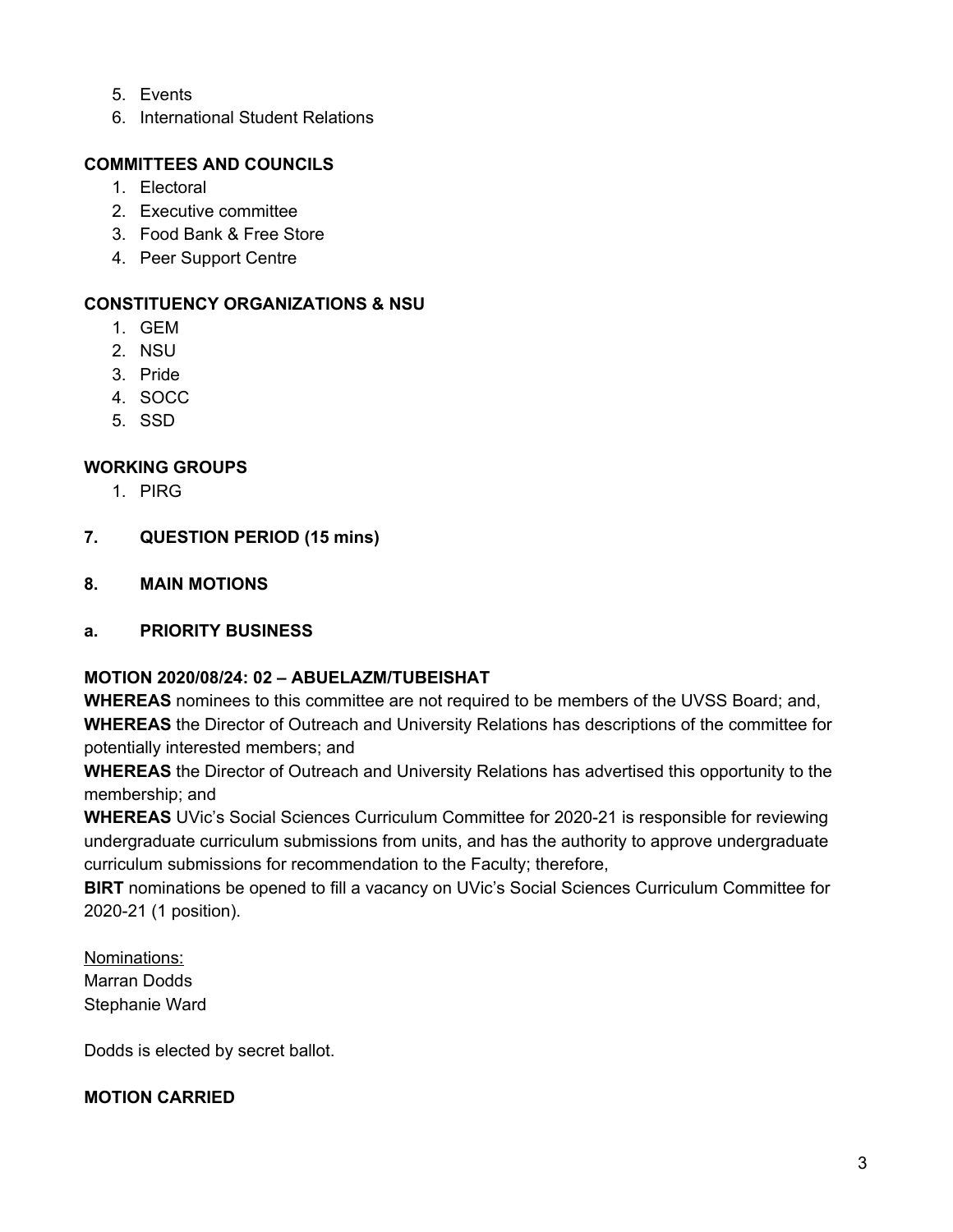5. Events
6. International Student Relations

**COMMITTEES AND COUNCILS**

1. Electoral
2. Executive committee
3. Food Bank & Free Store
4. Peer Support Centre

**CONSTITUENCY ORGANIZATIONS & NSU**

1. GEM
2. NSU
3. Pride
4. SOCC
5. SSD

**WORKING GROUPS**

1. PIRG

## 7. QUESTION PERIOD (15 mins)

## 8. MAIN MOTIONS

### a. PRIORITY BUSINESS

**MOTION 2020/08/24: 02 – ABUELAZM/TUBEISHAT**

**WHEREAS** nominees to this committee are not required to be members of the UVSS Board; and,
**WHEREAS** the Director of Outreach and University Relations has descriptions of the committee for potentially interested members; and
**WHEREAS** the Director of Outreach and University Relations has advertised this opportunity to the membership; and
**WHEREAS** UVic's Social Sciences Curriculum Committee for 2020-21 is responsible for reviewing undergraduate curriculum submissions from units, and has the authority to approve undergraduate curriculum submissions for recommendation to the Faculty; therefore,
**BIRT** nominations be opened to fill a vacancy on UVic's Social Sciences Curriculum Committee for 2020-21 (1 position).

Nominations:
Marran Dodds
Stephanie Ward

Dodds is elected by secret ballot.

**MOTION CARRIED**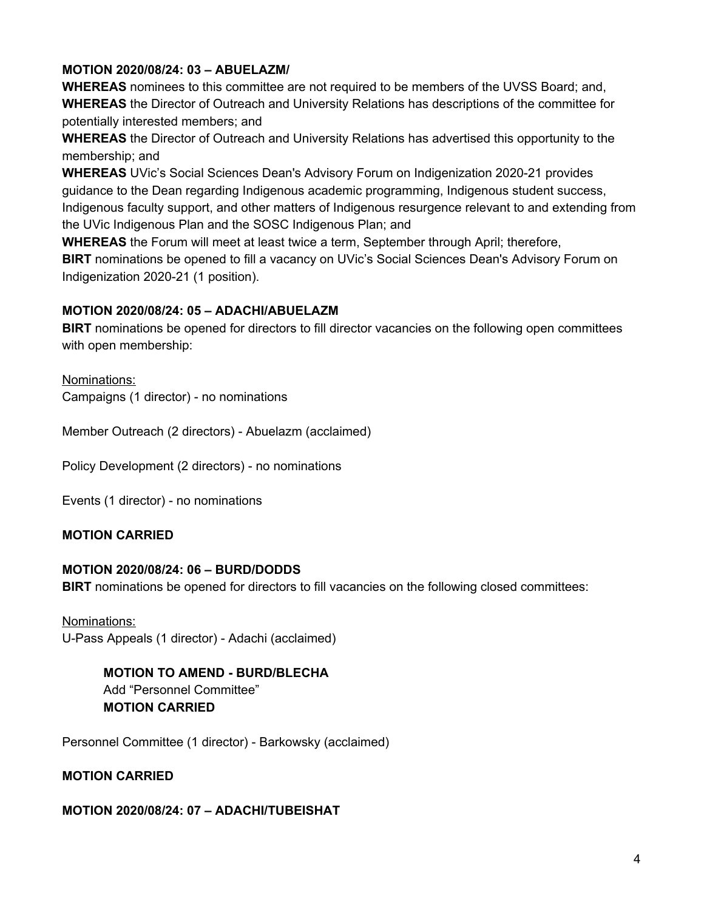**MOTION 2020/08/24: 03 – ABUELAZM/**

**WHEREAS** nominees to this committee are not required to be members of the UVSS Board; and,
**WHEREAS** the Director of Outreach and University Relations has descriptions of the committee for potentially interested members; and
**WHEREAS** the Director of Outreach and University Relations has advertised this opportunity to the membership; and
**WHEREAS** UVic's Social Sciences Dean's Advisory Forum on Indigenization 2020-21 provides guidance to the Dean regarding Indigenous academic programming, Indigenous student success, Indigenous faculty support, and other matters of Indigenous resurgence relevant to and extending from the UVic Indigenous Plan and the SOSC Indigenous Plan; and
**WHEREAS** the Forum will meet at least twice a term, September through April; therefore,
**BIRT** nominations be opened to fill a vacancy on UVic's Social Sciences Dean's Advisory Forum on Indigenization 2020-21 (1 position).

**MOTION 2020/08/24: 05 – ADACHI/ABUELAZM**

**BIRT** nominations be opened for directors to fill director vacancies on the following open committees with open membership:

<u>Nominations:</u>
Campaigns (1 director) - no nominations

Member Outreach (2 directors) - Abuelazm (acclaimed)

Policy Development (2 directors) - no nominations

Events (1 director) - no nominations

**MOTION CARRIED**

**MOTION 2020/08/24: 06 – BURD/DODDS**

**BIRT** nominations be opened for directors to fill vacancies on the following closed committees:

<u>Nominations:</u>
U-Pass Appeals (1 director) - Adachi (acclaimed)

> **MOTION TO AMEND - BURD/BLECHA**
> Add "Personnel Committee"
> **MOTION CARRIED**

Personnel Committee (1 director) - Barkowsky (acclaimed)

**MOTION CARRIED**

**MOTION 2020/08/24: 07 – ADACHI/TUBEISHAT**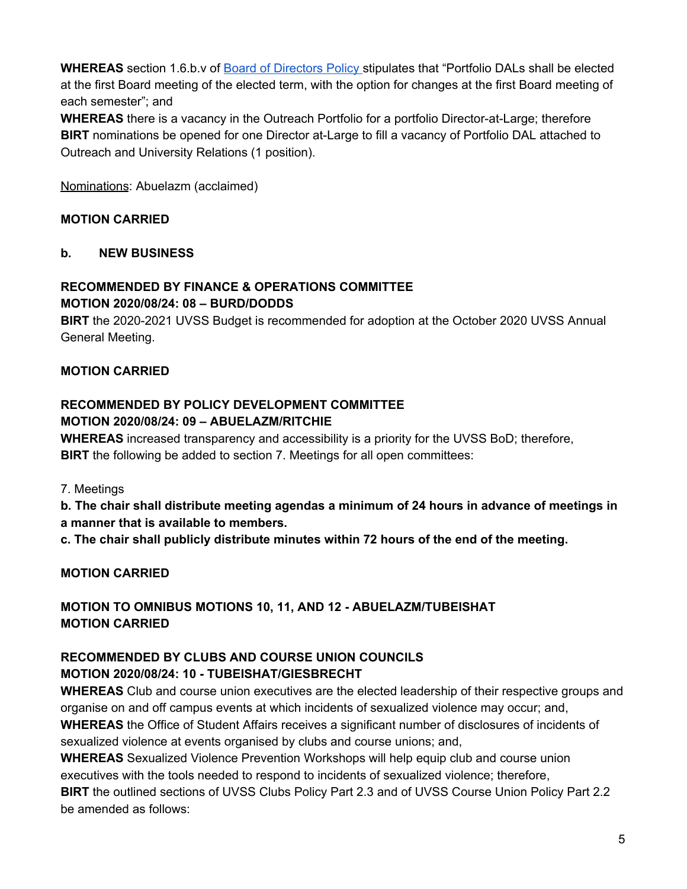**WHEREAS** section 1.6.b.v of [Board of Directors Policy](#) stipulates that "Portfolio DALs shall be elected at the first Board meeting of the elected term, with the option for changes at the first Board meeting of each semester"; and

**WHEREAS** there is a vacancy in the Outreach Portfolio for a portfolio Director-at-Large; therefore

**BIRT** nominations be opened for one Director at-Large to fill a vacancy of Portfolio DAL attached to Outreach and University Relations (1 position).

<u>Nominations</u>: Abuelazm (acclaimed)

**MOTION CARRIED**

**b. NEW BUSINESS**

**RECOMMENDED BY FINANCE & OPERATIONS COMMITTEE**
**MOTION 2020/08/24: 08 – BURD/DODDS**

**BIRT** the 2020-2021 UVSS Budget is recommended for adoption at the October 2020 UVSS Annual General Meeting.

**MOTION CARRIED**

**RECOMMENDED BY POLICY DEVELOPMENT COMMITTEE**
**MOTION 2020/08/24: 09 – ABUELAZM/RITCHIE**

**WHEREAS** increased transparency and accessibility is a priority for the UVSS BoD; therefore,

**BIRT** the following be added to section 7. Meetings for all open committees:

7. Meetings

**b. The chair shall distribute meeting agendas a minimum of 24 hours in advance of meetings in a manner that is available to members.**

**c. The chair shall publicly distribute minutes within 72 hours of the end of the meeting.**

**MOTION CARRIED**

**MOTION TO OMNIBUS MOTIONS 10, 11, AND 12 - ABUELAZM/TUBEISHAT**
**MOTION CARRIED**

**RECOMMENDED BY CLUBS AND COURSE UNION COUNCILS**
**MOTION 2020/08/24: 10 - TUBEISHAT/GIESBRECHT**

**WHEREAS** Club and course union executives are the elected leadership of their respective groups and organise on and off campus events at which incidents of sexualized violence may occur; and,

**WHEREAS** the Office of Student Affairs receives a significant number of disclosures of incidents of sexualized violence at events organised by clubs and course unions; and,

**WHEREAS** Sexualized Violence Prevention Workshops will help equip club and course union executives with the tools needed to respond to incidents of sexualized violence; therefore,

**BIRT** the outlined sections of UVSS Clubs Policy Part 2.3 and of UVSS Course Union Policy Part 2.2 be amended as follows: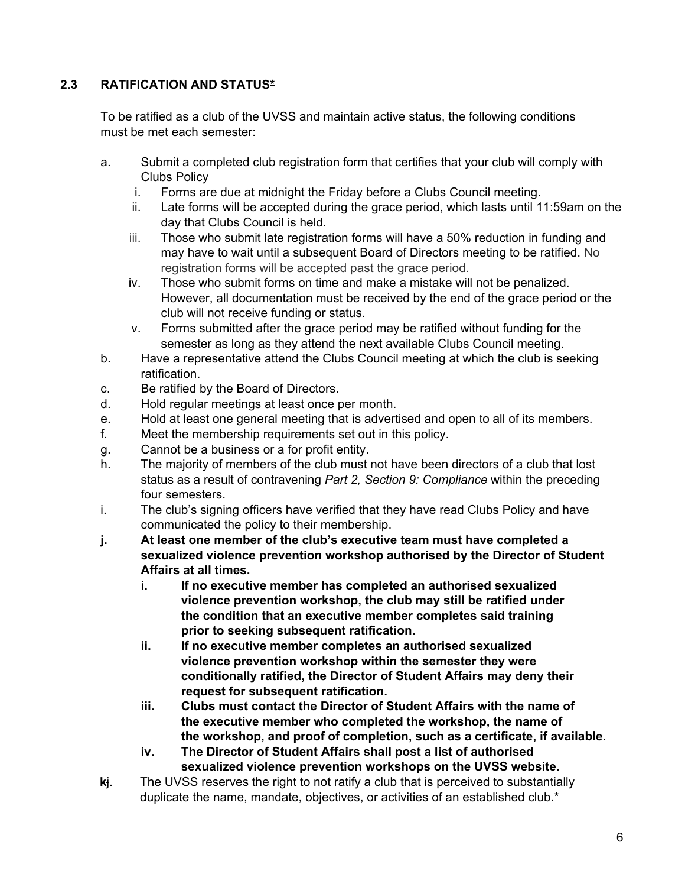## 2.3 RATIFICATION AND STATUS*

To be ratified as a club of the UVSS and maintain active status, the following conditions must be met each semester:

a. Submit a completed club registration form that certifies that your club will comply with Clubs Policy
   i. Forms are due at midnight the Friday before a Clubs Council meeting.
   ii. Late forms will be accepted during the grace period, which lasts until 11:59am on the day that Clubs Council is held.
   iii. Those who submit late registration forms will have a 50% reduction in funding and may have to wait until a subsequent Board of Directors meeting to be ratified. No registration forms will be accepted past the grace period.
   iv. Those who submit forms on time and make a mistake will not be penalized. However, all documentation must be received by the end of the grace period or the club will not receive funding or status.
   v. Forms submitted after the grace period may be ratified without funding for the semester as long as they attend the next available Clubs Council meeting.

b. Have a representative attend the Clubs Council meeting at which the club is seeking ratification.

c. Be ratified by the Board of Directors.

d. Hold regular meetings at least once per month.

e. Hold at least one general meeting that is advertised and open to all of its members.

f. Meet the membership requirements set out in this policy.

g. Cannot be a business or a for profit entity.

h. The majority of members of the club must not have been directors of a club that lost status as a result of contravening *Part 2, Section 9: Compliance* within the preceding four semesters.

i. The club's signing officers have verified that they have read Clubs Policy and have communicated the policy to their membership.

**j. At least one member of the club's executive team must have completed a sexualized violence prevention workshop authorised by the Director of Student Affairs at all times.**
   **i. If no executive member has completed an authorised sexualized violence prevention workshop, the club may still be ratified under the condition that an executive member completes said training prior to seeking subsequent ratification.**
   **ii. If no executive member completes an authorised sexualized violence prevention workshop within the semester they were conditionally ratified, the Director of Student Affairs may deny their request for subsequent ratification.**
   **iii. Clubs must contact the Director of Student Affairs with the name of the executive member who completed the workshop, the name of the workshop, and proof of completion, such as a certificate, if available.**
   **iv. The Director of Student Affairs shall post a list of authorised sexualized violence prevention workshops on the UVSS website.**

**k**j. The UVSS reserves the right to not ratify a club that is perceived to substantially duplicate the name, mandate, objectives, or activities of an established club.*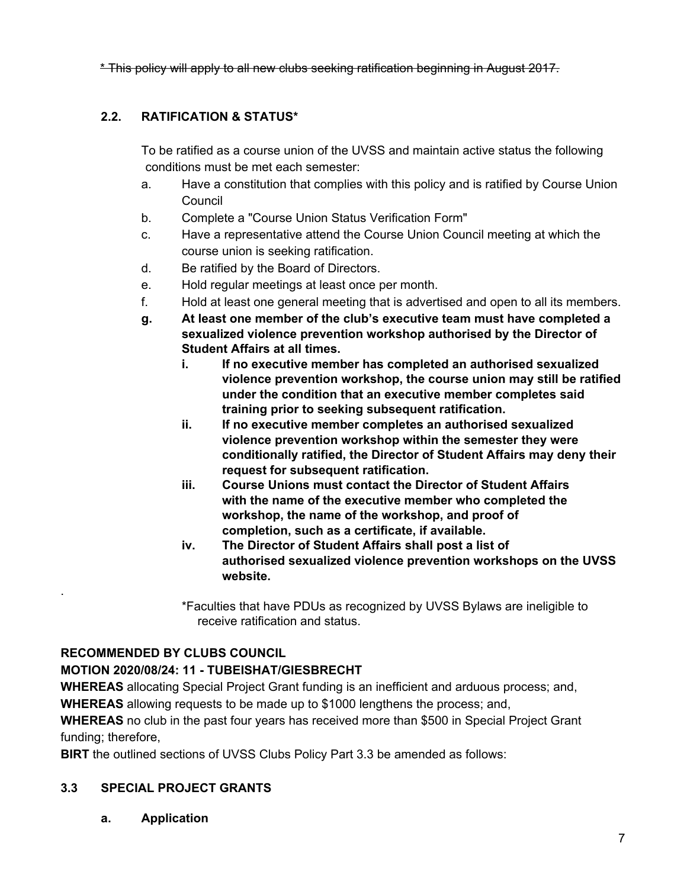~~* This policy will apply to all new clubs seeking ratification beginning in August 2017.~~

### 2.2. RATIFICATION & STATUS*

To be ratified as a course union of the UVSS and maintain active status the following conditions must be met each semester:

a. Have a constitution that complies with this policy and is ratified by Course Union Council

b. Complete a "Course Union Status Verification Form"

c. Have a representative attend the Course Union Council meeting at which the course union is seeking ratification.

d. Be ratified by the Board of Directors.

e. Hold regular meetings at least once per month.

f. Hold at least one general meeting that is advertised and open to all its members.

**g. At least one member of the club's executive team must have completed a sexualized violence prevention workshop authorised by the Director of Student Affairs at all times.**

**i. If no executive member has completed an authorised sexualized violence prevention workshop, the course union may still be ratified under the condition that an executive member completes said training prior to seeking subsequent ratification.**

**ii. If no executive member completes an authorised sexualized violence prevention workshop within the semester they were conditionally ratified, the Director of Student Affairs may deny their request for subsequent ratification.**

**iii. Course Unions must contact the Director of Student Affairs with the name of the executive member who completed the workshop, the name of the workshop, and proof of completion, such as a certificate, if available.**

**iv. The Director of Student Affairs shall post a list of authorised sexualized violence prevention workshops on the UVSS website.**

.

*Faculties that have PDUs as recognized by UVSS Bylaws are ineligible to receive ratification and status.

**RECOMMENDED BY CLUBS COUNCIL**

**MOTION 2020/08/24: 11 - TUBEISHAT/GIESBRECHT**

**WHEREAS** allocating Special Project Grant funding is an inefficient and arduous process; and,

**WHEREAS** allowing requests to be made up to $1000 lengthens the process; and,

**WHEREAS** no club in the past four years has received more than $500 in Special Project Grant funding; therefore,

**BIRT** the outlined sections of UVSS Clubs Policy Part 3.3 be amended as follows:

### 3.3 SPECIAL PROJECT GRANTS

**a. Application**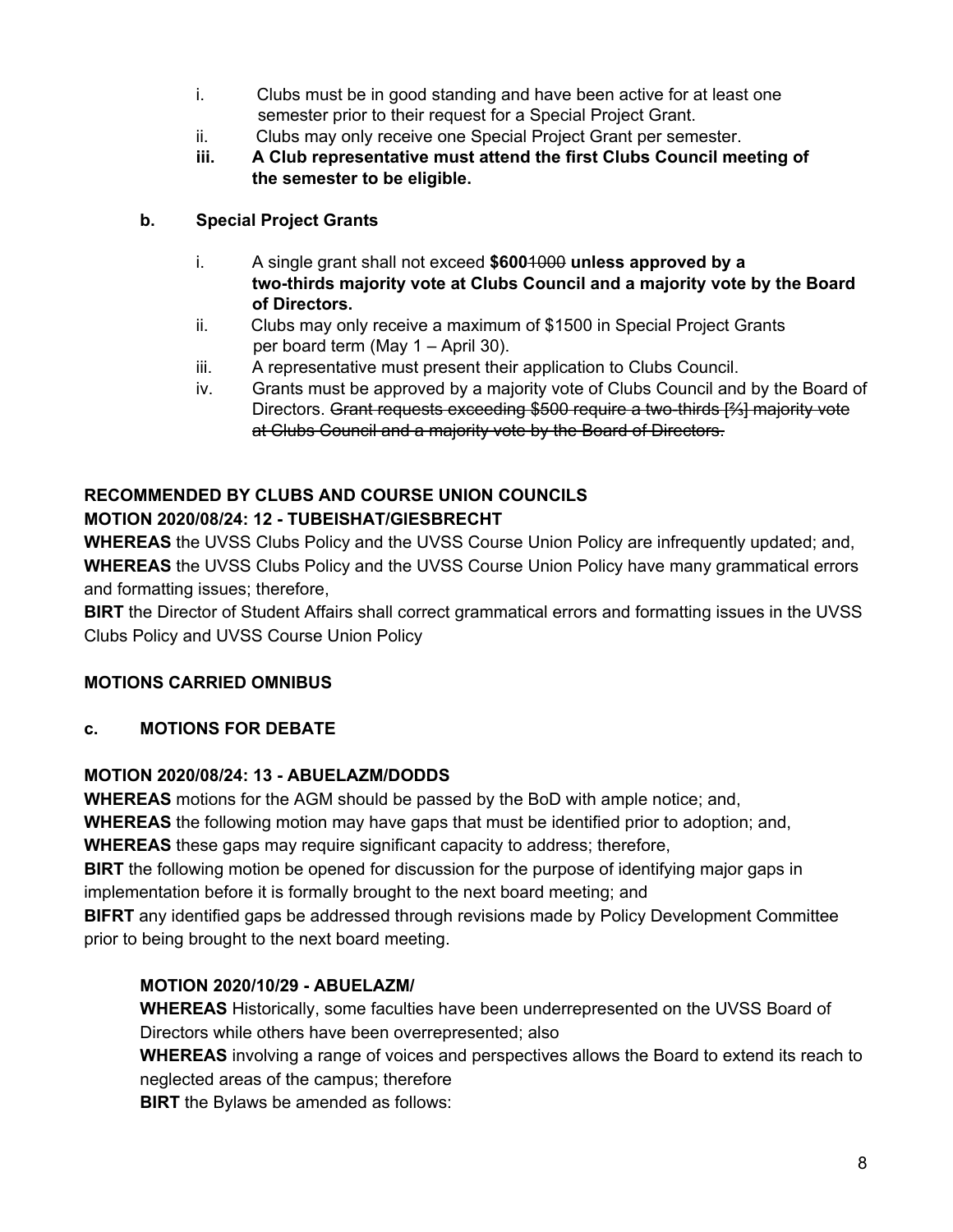i. Clubs must be in good standing and have been active for at least one semester prior to their request for a Special Project Grant.

ii. Clubs may only receive one Special Project Grant per semester.

**iii. A Club representative must attend the first Clubs Council meeting of the semester to be eligible.**

**b. Special Project Grants**

i. A single grant shall not exceed **$600**~~1000~~ **unless approved by a two-thirds majority vote at Clubs Council and a majority vote by the Board of Directors.**

ii. Clubs may only receive a maximum of $1500 in Special Project Grants per board term (May 1 – April 30).

iii. A representative must present their application to Clubs Council.

iv. Grants must be approved by a majority vote of Clubs Council and by the Board of Directors. ~~Grant requests exceeding $500 require a two-thirds [⅔] majority vote at Clubs Council and a majority vote by the Board of Directors.~~

**RECOMMENDED BY CLUBS AND COURSE UNION COUNCILS**

**MOTION 2020/08/24: 12 - TUBEISHAT/GIESBRECHT**

**WHEREAS** the UVSS Clubs Policy and the UVSS Course Union Policy are infrequently updated; and,

**WHEREAS** the UVSS Clubs Policy and the UVSS Course Union Policy have many grammatical errors and formatting issues; therefore,

**BIRT** the Director of Student Affairs shall correct grammatical errors and formatting issues in the UVSS Clubs Policy and UVSS Course Union Policy

**MOTIONS CARRIED OMNIBUS**

**c. MOTIONS FOR DEBATE**

**MOTION 2020/08/24: 13 - ABUELAZM/DODDS**

**WHEREAS** motions for the AGM should be passed by the BoD with ample notice; and,

**WHEREAS** the following motion may have gaps that must be identified prior to adoption; and,

**WHEREAS** these gaps may require significant capacity to address; therefore,

**BIRT** the following motion be opened for discussion for the purpose of identifying major gaps in implementation before it is formally brought to the next board meeting; and

**BIFRT** any identified gaps be addressed through revisions made by Policy Development Committee prior to being brought to the next board meeting.

**MOTION 2020/10/29 - ABUELAZM/**

**WHEREAS** Historically, some faculties have been underrepresented on the UVSS Board of Directors while others have been overrepresented; also

**WHEREAS** involving a range of voices and perspectives allows the Board to extend its reach to neglected areas of the campus; therefore

**BIRT** the Bylaws be amended as follows: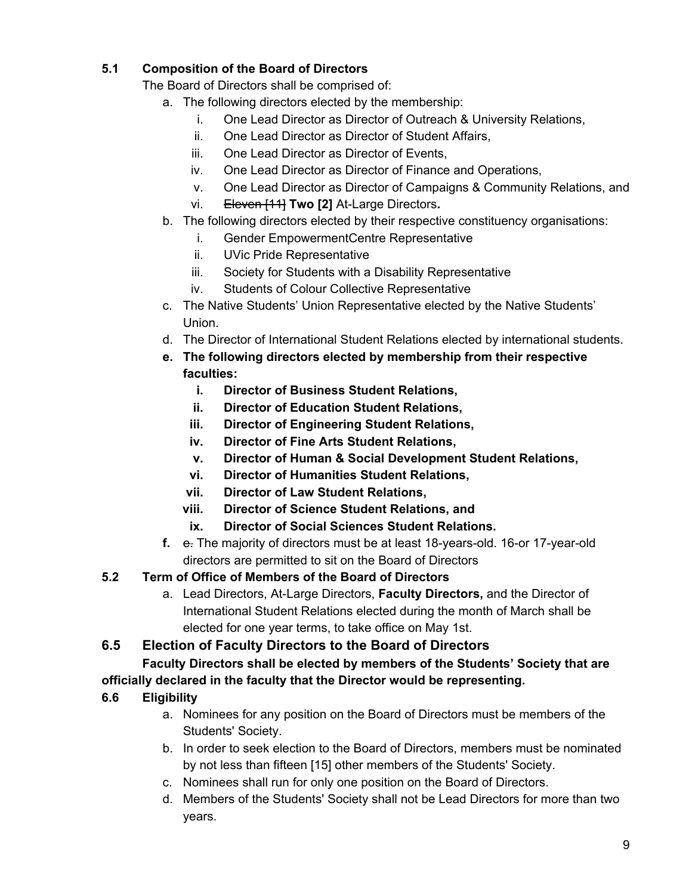**5.1 Composition of the Board of Directors**

The Board of Directors shall be comprised of:

a. The following directors elected by the membership:
   i. One Lead Director as Director of Outreach & University Relations,
   ii. One Lead Director as Director of Student Affairs,
   iii. One Lead Director as Director of Events,
   iv. One Lead Director as Director of Finance and Operations,
   v. One Lead Director as Director of Campaigns & Community Relations, and
   vi. ~~Eleven [11]~~ **Two [2]** At-Large Directors**.**

b. The following directors elected by their respective constituency organisations:
   i. Gender EmpowermentCentre Representative
   ii. UVic Pride Representative
   iii. Society for Students with a Disability Representative
   iv. Students of Colour Collective Representative

c. The Native Students' Union Representative elected by the Native Students' Union.

d. The Director of International Student Relations elected by international students.

**e. The following directors elected by membership from their respective faculties:**
   **i. Director of Business Student Relations,**
   **ii. Director of Education Student Relations,**
   **iii. Director of Engineering Student Relations,**
   **iv. Director of Fine Arts Student Relations,**
   **v. Director of Human & Social Development Student Relations,**
   **vi. Director of Humanities Student Relations,**
   **vii. Director of Law Student Relations,**
   **viii. Director of Science Student Relations, and**
   **ix. Director of Social Sciences Student Relations.**

**f.** ~~e.~~ The majority of directors must be at least 18-years-old. 16-or 17-year-old directors are permitted to sit on the Board of Directors

**5.2 Term of Office of Members of the Board of Directors**

a. Lead Directors, At-Large Directors, **Faculty Directors,** and the Director of International Student Relations elected during the month of March shall be elected for one year terms, to take office on May 1st.

## 6.5 Election of Faculty Directors to the Board of Directors

**Faculty Directors shall be elected by members of the Students' Society that are officially declared in the faculty that the Director would be representing.**

**6.6 Eligibility**

a. Nominees for any position on the Board of Directors must be members of the Students' Society.

b. In order to seek election to the Board of Directors, members must be nominated by not less than fifteen [15] other members of the Students' Society.

c. Nominees shall run for only one position on the Board of Directors.

d. Members of the Students' Society shall not be Lead Directors for more than two years.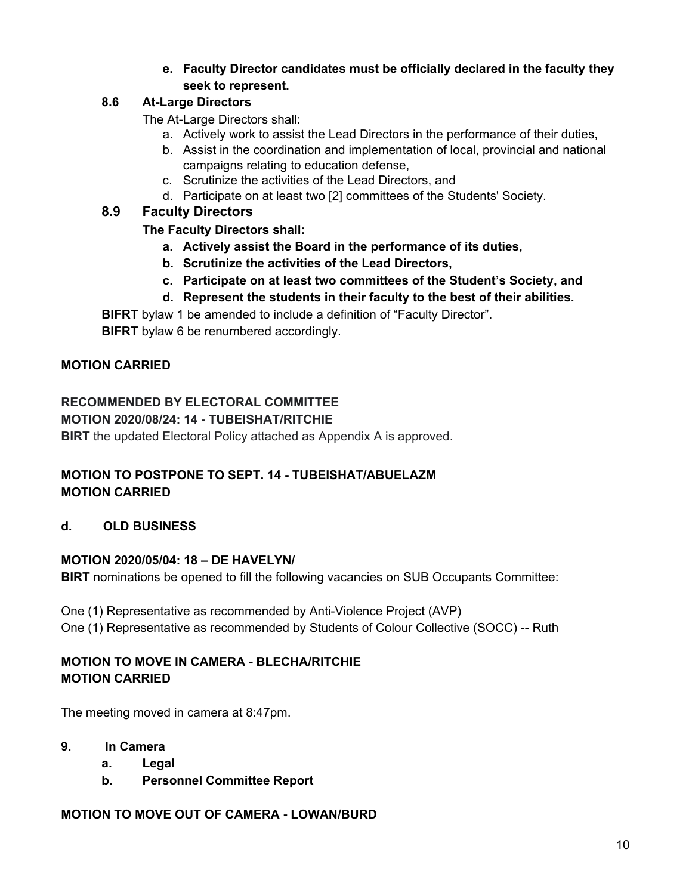**e. Faculty Director candidates must be officially declared in the faculty they seek to represent.**

**8.6 At-Large Directors**

The At-Large Directors shall:

a. Actively work to assist the Lead Directors in the performance of their duties,
b. Assist in the coordination and implementation of local, provincial and national campaigns relating to education defense,
c. Scrutinize the activities of the Lead Directors, and
d. Participate on at least two [2] committees of the Students' Society.

**8.9 Faculty Directors**

**The Faculty Directors shall:**

**a. Actively assist the Board in the performance of its duties,**
**b. Scrutinize the activities of the Lead Directors,**
**c. Participate on at least two committees of the Student's Society, and**
**d. Represent the students in their faculty to the best of their abilities.**

**BIFRT** bylaw 1 be amended to include a definition of "Faculty Director".

**BIFRT** bylaw 6 be renumbered accordingly.

**MOTION CARRIED**

**RECOMMENDED BY ELECTORAL COMMITTEE**

**MOTION 2020/08/24: 14 - TUBEISHAT/RITCHIE**

**BIRT** the updated Electoral Policy attached as Appendix A is approved.

**MOTION TO POSTPONE TO SEPT. 14 - TUBEISHAT/ABUELAZM**

**MOTION CARRIED**

**d. OLD BUSINESS**

**MOTION 2020/05/04: 18 – DE HAVELYN/**

**BIRT** nominations be opened to fill the following vacancies on SUB Occupants Committee:

One (1) Representative as recommended by Anti-Violence Project (AVP)

One (1) Representative as recommended by Students of Colour Collective (SOCC) -- Ruth

**MOTION TO MOVE IN CAMERA - BLECHA/RITCHIE**

**MOTION CARRIED**

The meeting moved in camera at 8:47pm.

**9. In Camera**

**a. Legal**

**b. Personnel Committee Report**

**MOTION TO MOVE OUT OF CAMERA - LOWAN/BURD**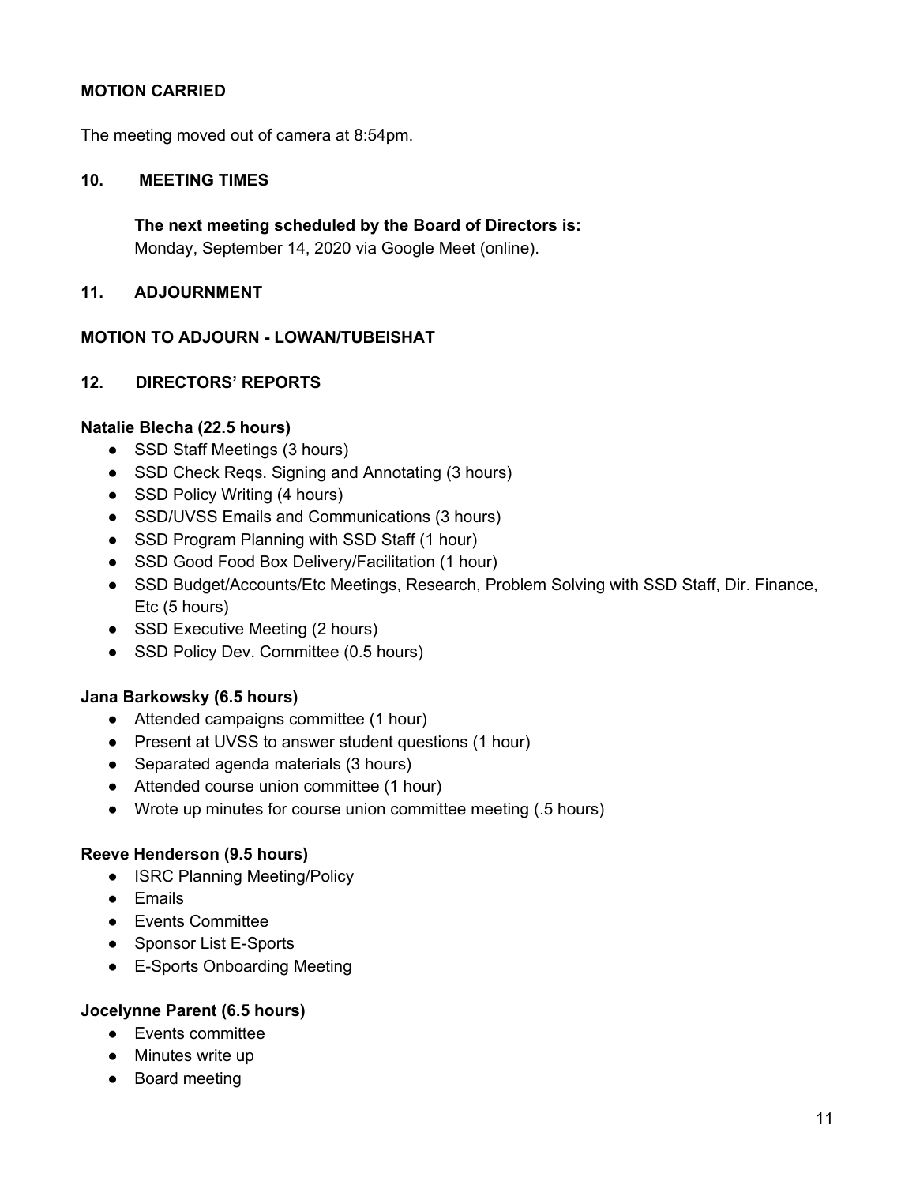**MOTION CARRIED**

The meeting moved out of camera at 8:54pm.

## 10. MEETING TIMES

**The next meeting scheduled by the Board of Directors is:**
Monday, September 14, 2020 via Google Meet (online).

## 11. ADJOURNMENT

**MOTION TO ADJOURN - LOWAN/TUBEISHAT**

## 12. DIRECTORS' REPORTS

**Natalie Blecha (22.5 hours)**

- SSD Staff Meetings (3 hours)
- SSD Check Reqs. Signing and Annotating (3 hours)
- SSD Policy Writing (4 hours)
- SSD/UVSS Emails and Communications (3 hours)
- SSD Program Planning with SSD Staff (1 hour)
- SSD Good Food Box Delivery/Facilitation (1 hour)
- SSD Budget/Accounts/Etc Meetings, Research, Problem Solving with SSD Staff, Dir. Finance, Etc (5 hours)
- SSD Executive Meeting (2 hours)
- SSD Policy Dev. Committee (0.5 hours)

**Jana Barkowsky (6.5 hours)**

- Attended campaigns committee (1 hour)
- Present at UVSS to answer student questions (1 hour)
- Separated agenda materials (3 hours)
- Attended course union committee (1 hour)
- Wrote up minutes for course union committee meeting (.5 hours)

**Reeve Henderson (9.5 hours)**

- ISRC Planning Meeting/Policy
- Emails
- Events Committee
- Sponsor List E-Sports
- E-Sports Onboarding Meeting

**Jocelynne Parent (6.5 hours)**

- Events committee
- Minutes write up
- Board meeting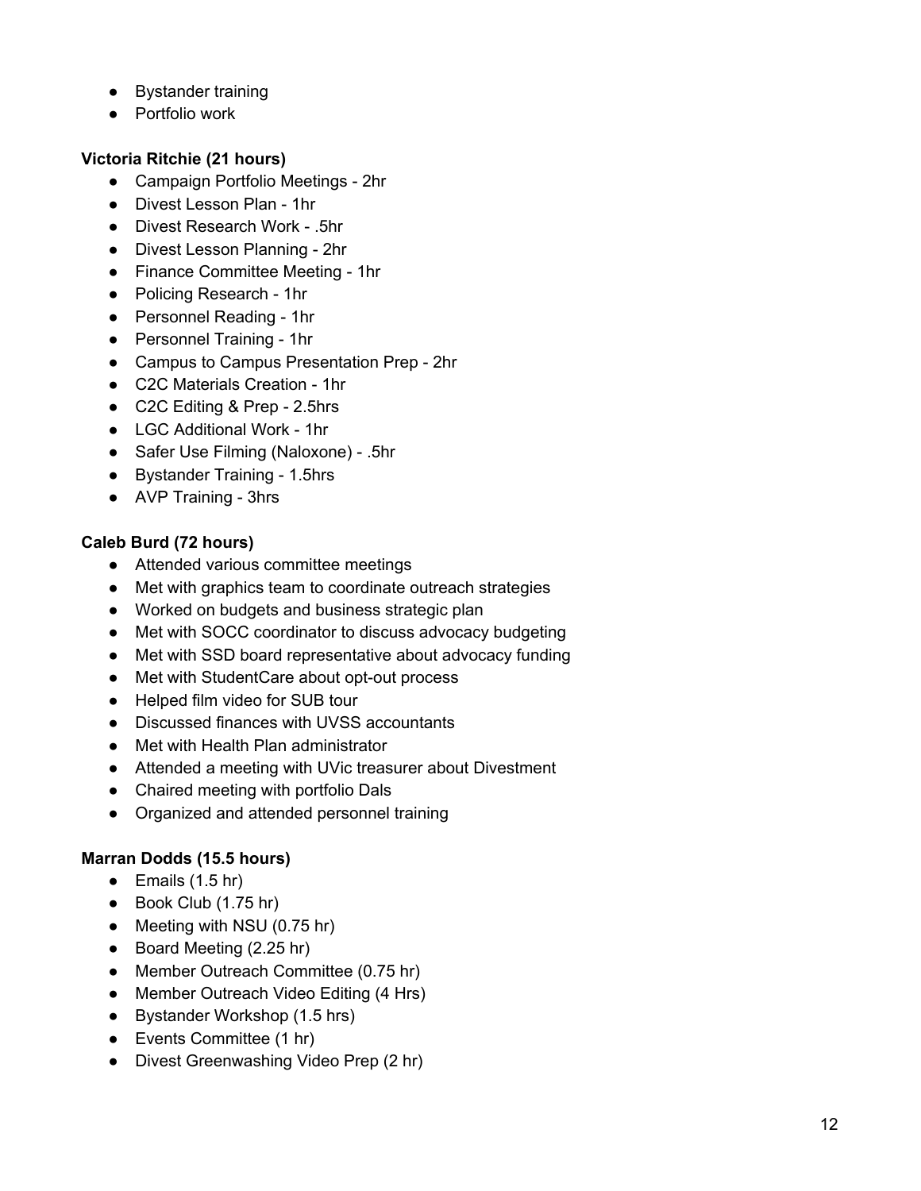- Bystander training
- Portfolio work

**Victoria Ritchie (21 hours)**

- Campaign Portfolio Meetings - 2hr
- Divest Lesson Plan - 1hr
- Divest Research Work - .5hr
- Divest Lesson Planning - 2hr
- Finance Committee Meeting - 1hr
- Policing Research - 1hr
- Personnel Reading - 1hr
- Personnel Training - 1hr
- Campus to Campus Presentation Prep - 2hr
- C2C Materials Creation - 1hr
- C2C Editing & Prep - 2.5hrs
- LGC Additional Work - 1hr
- Safer Use Filming (Naloxone) - .5hr
- Bystander Training - 1.5hrs
- AVP Training - 3hrs

**Caleb Burd (72 hours)**

- Attended various committee meetings
- Met with graphics team to coordinate outreach strategies
- Worked on budgets and business strategic plan
- Met with SOCC coordinator to discuss advocacy budgeting
- Met with SSD board representative about advocacy funding
- Met with StudentCare about opt-out process
- Helped film video for SUB tour
- Discussed finances with UVSS accountants
- Met with Health Plan administrator
- Attended a meeting with UVic treasurer about Divestment
- Chaired meeting with portfolio Dals
- Organized and attended personnel training

**Marran Dodds (15.5 hours)**

- Emails (1.5 hr)
- Book Club (1.75 hr)
- Meeting with NSU (0.75 hr)
- Board Meeting (2.25 hr)
- Member Outreach Committee (0.75 hr)
- Member Outreach Video Editing (4 Hrs)
- Bystander Workshop (1.5 hrs)
- Events Committee (1 hr)
- Divest Greenwashing Video Prep (2 hr)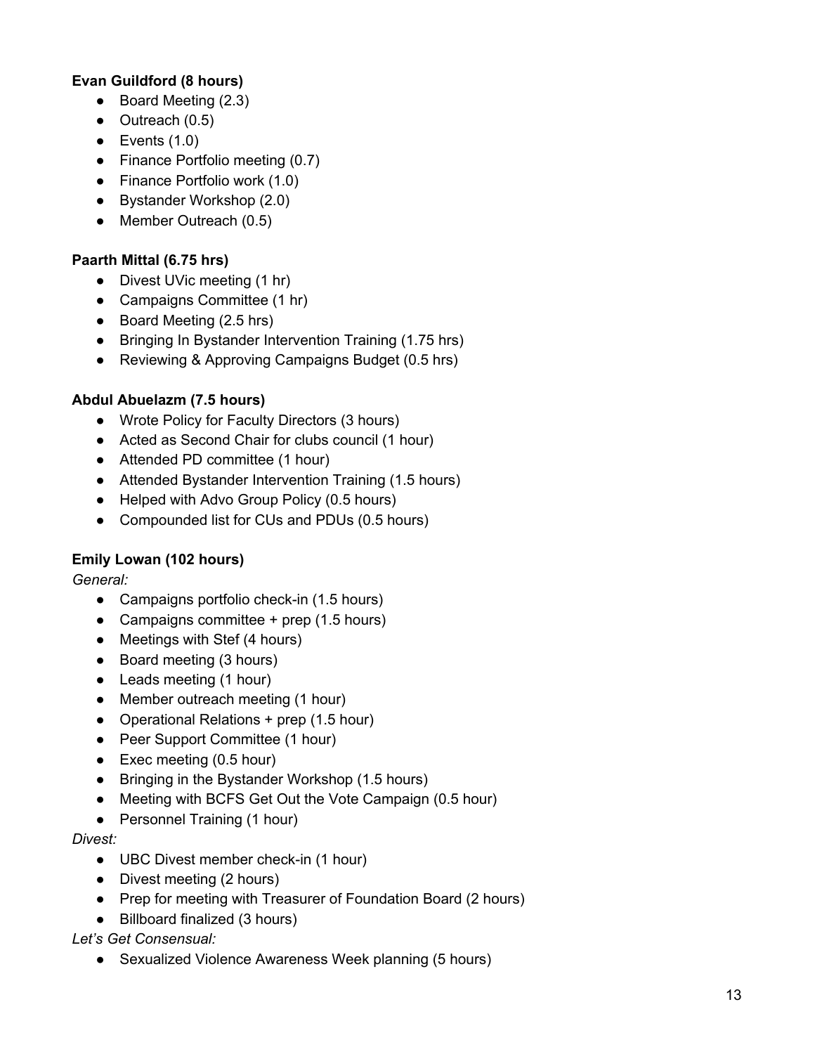**Evan Guildford (8 hours)**

- Board Meeting (2.3)
- Outreach (0.5)
- Events (1.0)
- Finance Portfolio meeting (0.7)
- Finance Portfolio work (1.0)
- Bystander Workshop (2.0)
- Member Outreach (0.5)

**Paarth Mittal (6.75 hrs)**

- Divest UVic meeting (1 hr)
- Campaigns Committee (1 hr)
- Board Meeting (2.5 hrs)
- Bringing In Bystander Intervention Training (1.75 hrs)
- Reviewing & Approving Campaigns Budget (0.5 hrs)

**Abdul Abuelazm (7.5 hours)**

- Wrote Policy for Faculty Directors (3 hours)
- Acted as Second Chair for clubs council (1 hour)
- Attended PD committee (1 hour)
- Attended Bystander Intervention Training (1.5 hours)
- Helped with Advo Group Policy (0.5 hours)
- Compounded list for CUs and PDUs (0.5 hours)

**Emily Lowan (102 hours)**

*General:*

- Campaigns portfolio check-in (1.5 hours)
- Campaigns committee + prep (1.5 hours)
- Meetings with Stef (4 hours)
- Board meeting (3 hours)
- Leads meeting (1 hour)
- Member outreach meeting (1 hour)
- Operational Relations + prep (1.5 hour)
- Peer Support Committee (1 hour)
- Exec meeting (0.5 hour)
- Bringing in the Bystander Workshop (1.5 hours)
- Meeting with BCFS Get Out the Vote Campaign (0.5 hour)
- Personnel Training (1 hour)

*Divest:*

- UBC Divest member check-in (1 hour)
- Divest meeting (2 hours)
- Prep for meeting with Treasurer of Foundation Board (2 hours)
- Billboard finalized (3 hours)

*Let's Get Consensual:*

- Sexualized Violence Awareness Week planning (5 hours)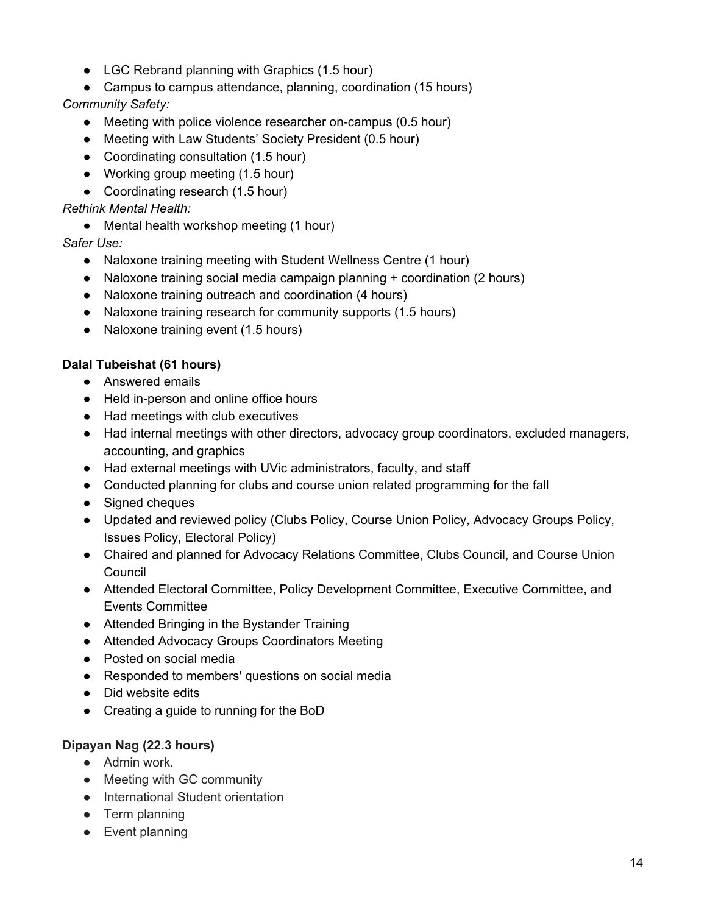- LGC Rebrand planning with Graphics (1.5 hour)
- Campus to campus attendance, planning, coordination (15 hours)

*Community Safety:*

- Meeting with police violence researcher on-campus (0.5 hour)
- Meeting with Law Students' Society President (0.5 hour)
- Coordinating consultation (1.5 hour)
- Working group meeting (1.5 hour)
- Coordinating research (1.5 hour)

*Rethink Mental Health:*

- Mental health workshop meeting (1 hour)

*Safer Use:*

- Naloxone training meeting with Student Wellness Centre (1 hour)
- Naloxone training social media campaign planning + coordination (2 hours)
- Naloxone training outreach and coordination (4 hours)
- Naloxone training research for community supports (1.5 hours)
- Naloxone training event (1.5 hours)

**Dalal Tubeishat (61 hours)**

- Answered emails
- Held in-person and online office hours
- Had meetings with club executives
- Had internal meetings with other directors, advocacy group coordinators, excluded managers, accounting, and graphics
- Had external meetings with UVic administrators, faculty, and staff
- Conducted planning for clubs and course union related programming for the fall
- Signed cheques
- Updated and reviewed policy (Clubs Policy, Course Union Policy, Advocacy Groups Policy, Issues Policy, Electoral Policy)
- Chaired and planned for Advocacy Relations Committee, Clubs Council, and Course Union Council
- Attended Electoral Committee, Policy Development Committee, Executive Committee, and Events Committee
- Attended Bringing in the Bystander Training
- Attended Advocacy Groups Coordinators Meeting
- Posted on social media
- Responded to members' questions on social media
- Did website edits
- Creating a guide to running for the BoD

**Dipayan Nag (22.3 hours)**

- Admin work.
- Meeting with GC community
- International Student orientation
- Term planning
- Event planning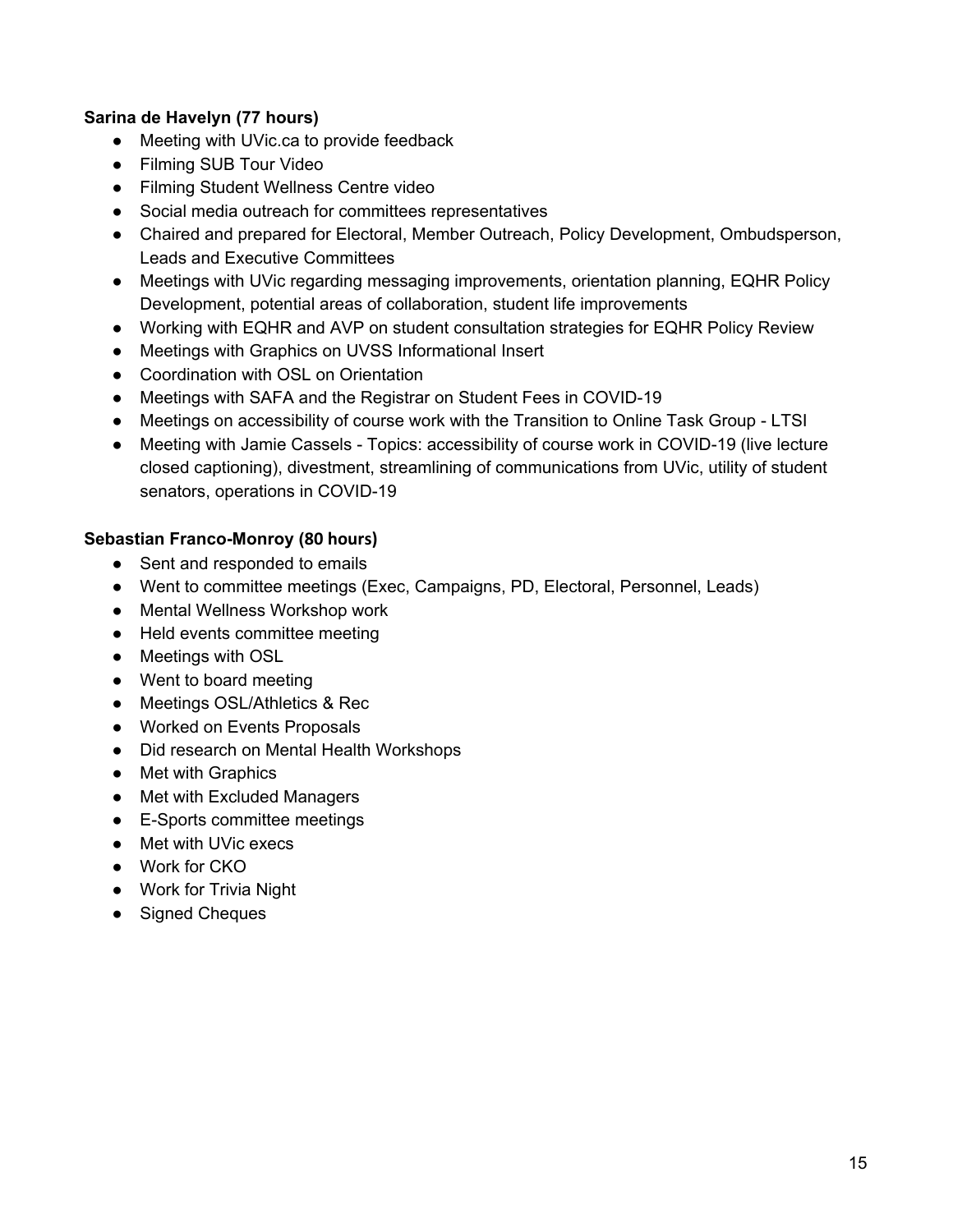**Sarina de Havelyn (77 hours)**

- Meeting with UVic.ca to provide feedback
- Filming SUB Tour Video
- Filming Student Wellness Centre video
- Social media outreach for committees representatives
- Chaired and prepared for Electoral, Member Outreach, Policy Development, Ombudsperson, Leads and Executive Committees
- Meetings with UVic regarding messaging improvements, orientation planning, EQHR Policy Development, potential areas of collaboration, student life improvements
- Working with EQHR and AVP on student consultation strategies for EQHR Policy Review
- Meetings with Graphics on UVSS Informational Insert
- Coordination with OSL on Orientation
- Meetings with SAFA and the Registrar on Student Fees in COVID-19
- Meetings on accessibility of course work with the Transition to Online Task Group - LTSI
- Meeting with Jamie Cassels - Topics: accessibility of course work in COVID-19 (live lecture closed captioning), divestment, streamlining of communications from UVic, utility of student senators, operations in COVID-19

**Sebastian Franco-Monroy (80 hours)**

- Sent and responded to emails
- Went to committee meetings (Exec, Campaigns, PD, Electoral, Personnel, Leads)
- Mental Wellness Workshop work
- Held events committee meeting
- Meetings with OSL
- Went to board meeting
- Meetings OSL/Athletics & Rec
- Worked on Events Proposals
- Did research on Mental Health Workshops
- Met with Graphics
- Met with Excluded Managers
- E-Sports committee meetings
- Met with UVic execs
- Work for CKO
- Work for Trivia Night
- Signed Cheques